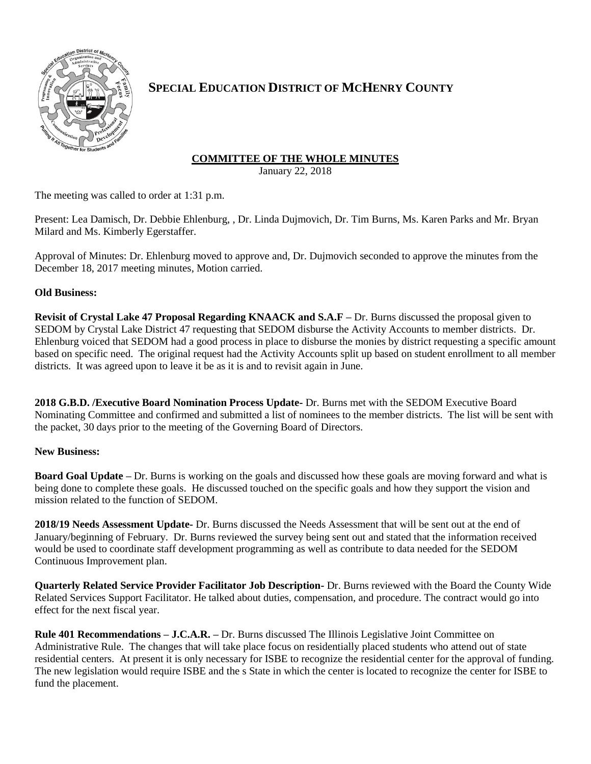# SPECIAL EDUCATION DISTRICT OF MCHENRY COUNTY

## COMMITTEE OF THE WHOLE MINUTES

January 22, 2018

The meeting was called to order at 1:31 p.m.

Present: Lea Damisch, Dr. Debbie Ehlenburg, , Dr. Linda Dujmovich, Dr. Tim Burns, Ms. Karen Parks and Mr. Bryan Milard and Ms. Kimberly Egerstaffer.

Approval of Minutes: Dr. Ehlenburg moved to approve and, Dr. Dujmovich seconded to approve the minutes from the December 18, 2017 meeting minutes, Motion carried.

**Old Business:**

**Revisit of Crystal Lake 47 Proposal Regarding KNAACK and S.A.F –** Dr. Burns discussed the proposal given to SEDOM by Crystal Lake District 47 requesting that SEDOM disburse the Activity Accounts to member districts. Dr. Ehlenburg voiced that SEDOM had a good process in place to disburse the monies by district requesting a specific amount based on specific need. The original request had the Activity Accounts split up based on student enrollment to all member districts. It was agreed upon to leave it be as it is and to revisit again in June.

**2018 G.B.D. /Executive Board Nomination Process Update-** Dr. Burns met with the SEDOM Executive Board Nominating Committee and confirmed and submitted a list of nominees to the member districts. The list will be sent with the packet, 30 days prior to the meeting of the Governing Board of Directors.

**New Business:**

**Board Goal Update –** Dr. Burns is working on the goals and discussed how these goals are moving forward and what is being done to complete these goals. He discussed touched on the specific goals and how they support the vision and mission related to the function of SEDOM.

**2018/19 Needs Assessment Update-** Dr. Burns discussed the Needs Assessment that will be sent out at the end of January/beginning of February. Dr. Burns reviewed the survey being sent out and stated that the information received would be used to coordinate staff development programming as well as contribute to data needed for the SEDOM Continuous Improvement plan.

**Quarterly Related Service Provider Facilitator Job Description-** Dr. Burns reviewed with the Board the County Wide Related Services Support Facilitator. He talked about duties, compensation, and procedure. The contract would go into effect for the next fiscal year.

**Rule 401 Recommendations – J.C.A.R. –** Dr. Burns discussed The Illinois Legislative Joint Committee on Administrative Rule. The changes that will take place focus on residentially placed students who attend out of state residential centers. At present it is only necessary for ISBE to recognize the residential center for the approval of funding. The new legislation would require ISBE and the s State in which the center is located to recognize the center for ISBE to fund the placement.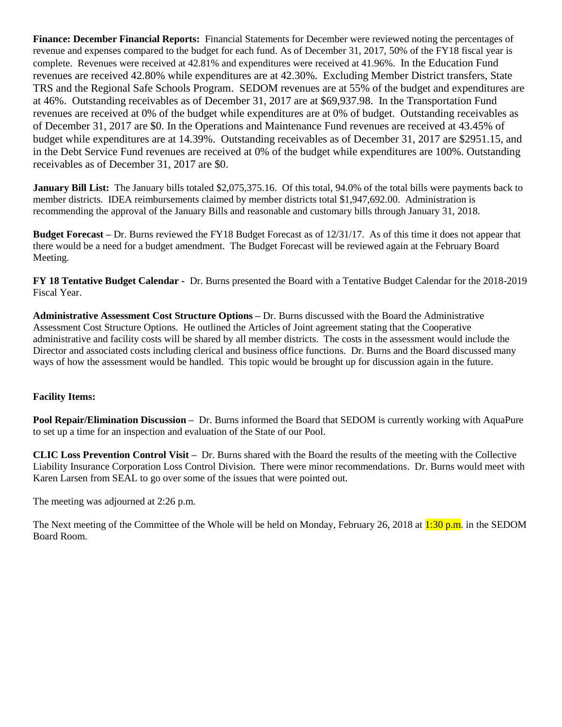**Finance: December Financial Reports:** Financial Statements for December were reviewed noting the percentages of revenue and expenses compared to the budget for each fund. As of December 31, 2017, 50% of the FY18 fiscal year is complete. Revenues were received at 42.81% and expenditures were received at 41.96%. In the Education Fund revenues are received 42.80% while expenditures are at 42.30%. Excluding Member District transfers, State TRS and the Regional Safe Schools Program. SEDOM revenues are at 55% of the budget and expenditures are at 46%. Outstanding receivables as of December 31, 2017 are at $69,937.98. In the Transportation Fund revenues are received at 0% of the budget while expenditures are at 0% of budget. Outstanding receivables as of December 31, 2017 are $0. In the Operations and Maintenance Fund revenues are received at 43.45% of budget while expenditures are at 14.39%. Outstanding receivables as of December 31, 2017 are $2951.15, and in the Debt Service Fund revenues are received at 0% of the budget while expenditures are 100%. Outstanding receivables as of December 31, 2017 are $0.

**January Bill List:** The January bills totaled $2,075,375.16. Of this total, 94.0% of the total bills were payments back to member districts. IDEA reimbursements claimed by member districts total $1,947,692.00. Administration is recommending the approval of the January Bills and reasonable and customary bills through January 31, 2018.

**Budget Forecast –** Dr. Burns reviewed the FY18 Budget Forecast as of 12/31/17. As of this time it does not appear that there would be a need for a budget amendment. The Budget Forecast will be reviewed again at the February Board Meeting.

**FY 18 Tentative Budget Calendar -** Dr. Burns presented the Board with a Tentative Budget Calendar for the 2018-2019 Fiscal Year.

**Administrative Assessment Cost Structure Options –** Dr. Burns discussed with the Board the Administrative Assessment Cost Structure Options. He outlined the Articles of Joint agreement stating that the Cooperative administrative and facility costs will be shared by all member districts. The costs in the assessment would include the Director and associated costs including clerical and business office functions. Dr. Burns and the Board discussed many ways of how the assessment would be handled. This topic would be brought up for discussion again in the future.

**Facility Items:**

**Pool Repair/Elimination Discussion –** Dr. Burns informed the Board that SEDOM is currently working with AquaPure to set up a time for an inspection and evaluation of the State of our Pool.

**CLIC Loss Prevention Control Visit –** Dr. Burns shared with the Board the results of the meeting with the Collective Liability Insurance Corporation Loss Control Division. There were minor recommendations. Dr. Burns would meet with Karen Larsen from SEAL to go over some of the issues that were pointed out.

The meeting was adjourned at 2:26 p.m.

The Next meeting of the Committee of the Whole will be held on Monday, February 26, 2018 at 1:30 p.m. in the SEDOM Board Room.